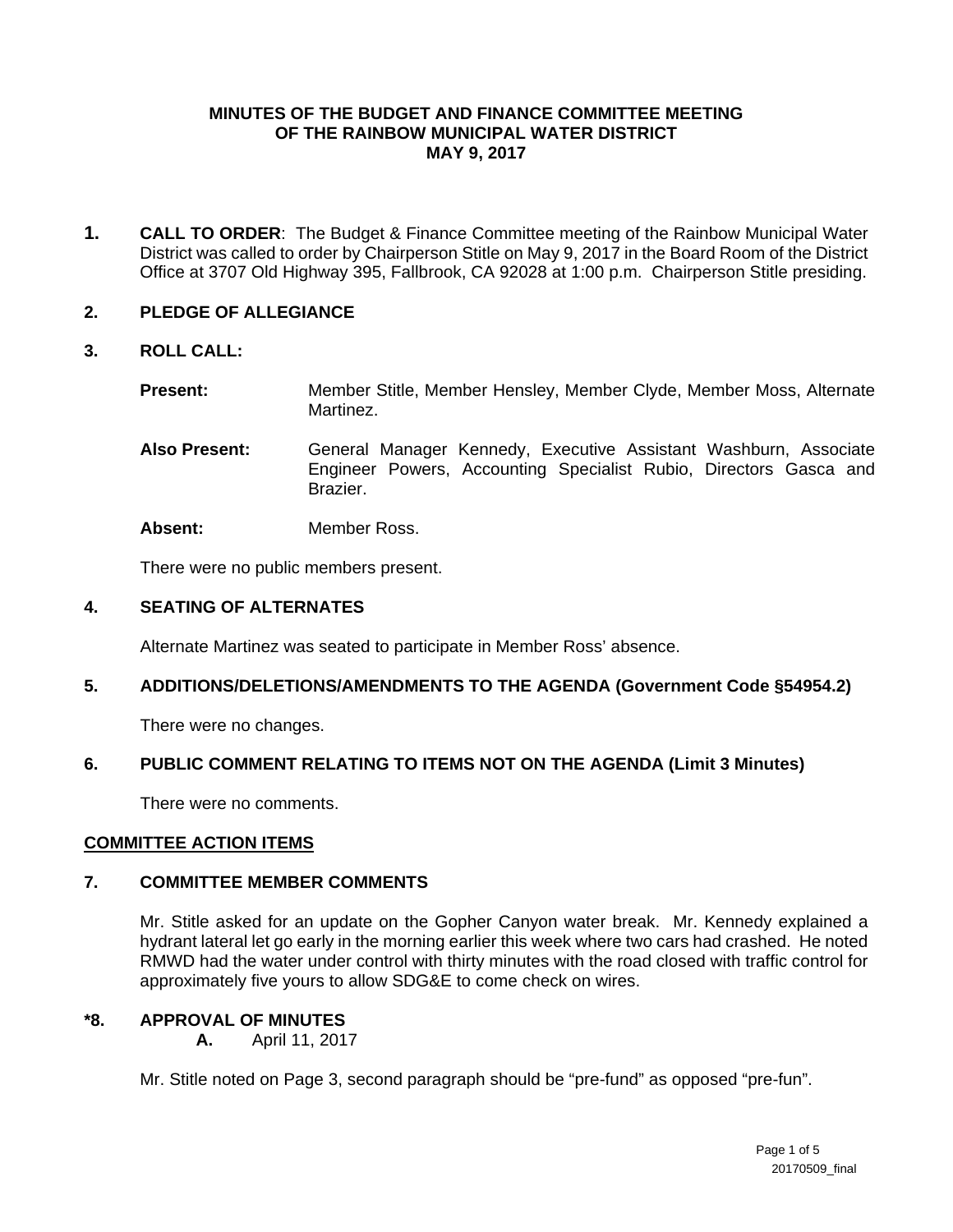# MINUTES OF THE BUDGET AND FINANCE COMMITTEE MEETING OF THE RAINBOW MUNICIPAL WATER DISTRICT MAY 9, 2017

**1. CALL TO ORDER**: The Budget & Finance Committee meeting of the Rainbow Municipal Water District was called to order by Chairperson Stitle on May 9, 2017 in the Board Room of the District Office at 3707 Old Highway 395, Fallbrook, CA 92028 at 1:00 p.m. Chairperson Stitle presiding.

**2. PLEDGE OF ALLEGIANCE**

**3. ROLL CALL:**

**Present:** Member Stitle, Member Hensley, Member Clyde, Member Moss, Alternate Martinez.

**Also Present:** General Manager Kennedy, Executive Assistant Washburn, Associate Engineer Powers, Accounting Specialist Rubio, Directors Gasca and Brazier.

**Absent:** Member Ross.

There were no public members present.

**4. SEATING OF ALTERNATES**

Alternate Martinez was seated to participate in Member Ross' absence.

**5. ADDITIONS/DELETIONS/AMENDMENTS TO THE AGENDA (Government Code §54954.2)**

There were no changes.

**6. PUBLIC COMMENT RELATING TO ITEMS NOT ON THE AGENDA (Limit 3 Minutes)**

There were no comments.

**COMMITTEE ACTION ITEMS**

**7. COMMITTEE MEMBER COMMENTS**

Mr. Stitle asked for an update on the Gopher Canyon water break. Mr. Kennedy explained a hydrant lateral let go early in the morning earlier this week where two cars had crashed. He noted RMWD had the water under control with thirty minutes with the road closed with traffic control for approximately five yours to allow SDG&E to come check on wires.

**\*8. APPROVAL OF MINUTES**

**A.** April 11, 2017

Mr. Stitle noted on Page 3, second paragraph should be "pre-fund" as opposed "pre-fun".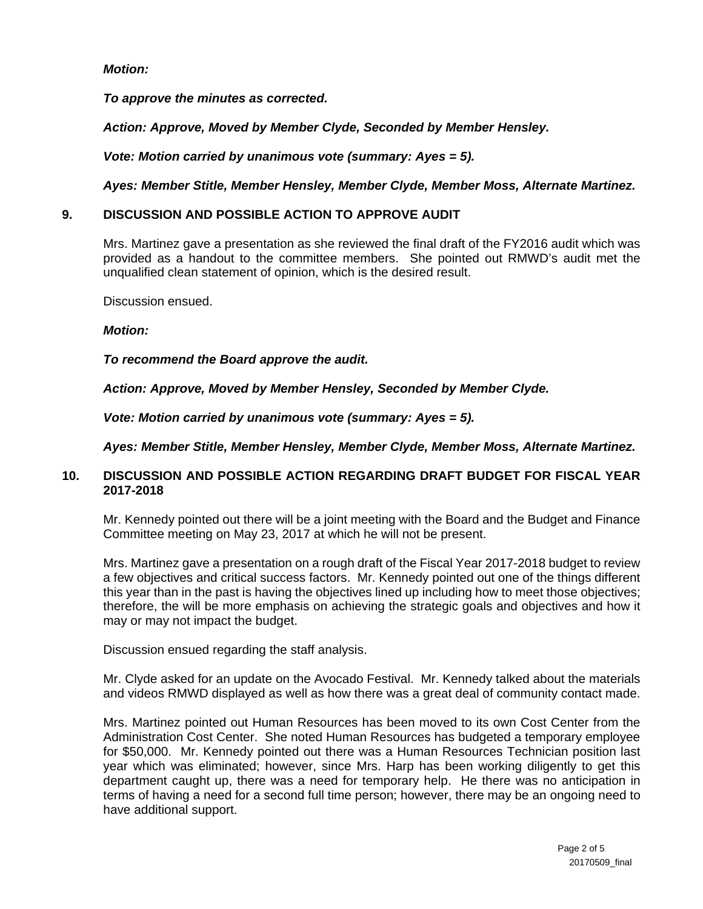***Motion:***

***To approve the minutes as corrected.***

***Action: Approve, Moved by Member Clyde, Seconded by Member Hensley.***

***Vote: Motion carried by unanimous vote (summary: Ayes = 5).***

***Ayes: Member Stitle, Member Hensley, Member Clyde, Member Moss, Alternate Martinez.***

## 9. DISCUSSION AND POSSIBLE ACTION TO APPROVE AUDIT

Mrs. Martinez gave a presentation as she reviewed the final draft of the FY2016 audit which was provided as a handout to the committee members. She pointed out RMWD's audit met the unqualified clean statement of opinion, which is the desired result.

Discussion ensued.

***Motion:***

***To recommend the Board approve the audit.***

***Action: Approve, Moved by Member Hensley, Seconded by Member Clyde.***

***Vote: Motion carried by unanimous vote (summary: Ayes = 5).***

***Ayes: Member Stitle, Member Hensley, Member Clyde, Member Moss, Alternate Martinez.***

## 10. DISCUSSION AND POSSIBLE ACTION REGARDING DRAFT BUDGET FOR FISCAL YEAR 2017-2018

Mr. Kennedy pointed out there will be a joint meeting with the Board and the Budget and Finance Committee meeting on May 23, 2017 at which he will not be present.

Mrs. Martinez gave a presentation on a rough draft of the Fiscal Year 2017-2018 budget to review a few objectives and critical success factors. Mr. Kennedy pointed out one of the things different this year than in the past is having the objectives lined up including how to meet those objectives; therefore, the will be more emphasis on achieving the strategic goals and objectives and how it may or may not impact the budget.

Discussion ensued regarding the staff analysis.

Mr. Clyde asked for an update on the Avocado Festival. Mr. Kennedy talked about the materials and videos RMWD displayed as well as how there was a great deal of community contact made.

Mrs. Martinez pointed out Human Resources has been moved to its own Cost Center from the Administration Cost Center. She noted Human Resources has budgeted a temporary employee for $50,000. Mr. Kennedy pointed out there was a Human Resources Technician position last year which was eliminated; however, since Mrs. Harp has been working diligently to get this department caught up, there was a need for temporary help. He there was no anticipation in terms of having a need for a second full time person; however, there may be an ongoing need to have additional support.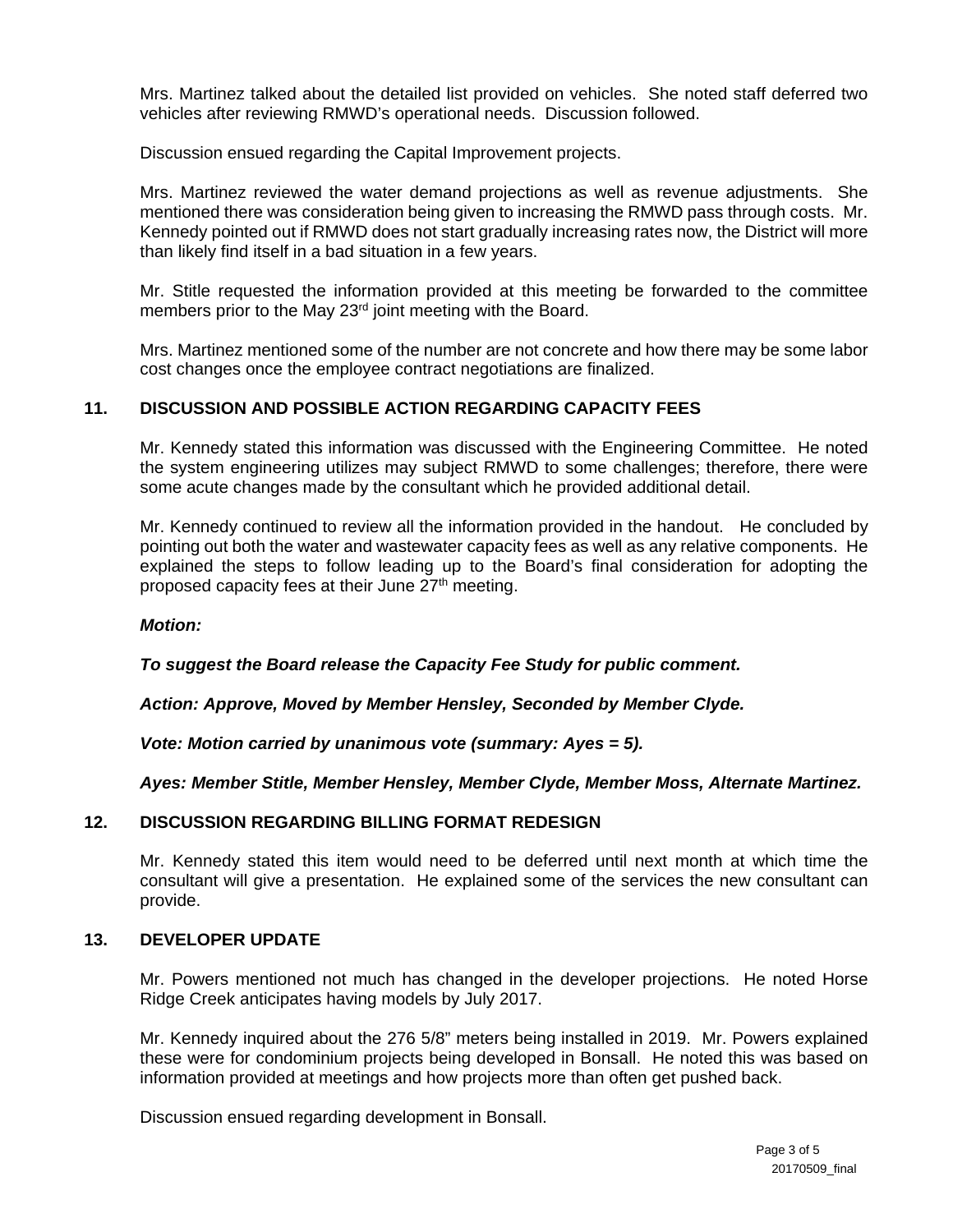Mrs. Martinez talked about the detailed list provided on vehicles. She noted staff deferred two vehicles after reviewing RMWD's operational needs. Discussion followed.

Discussion ensued regarding the Capital Improvement projects.

Mrs. Martinez reviewed the water demand projections as well as revenue adjustments. She mentioned there was consideration being given to increasing the RMWD pass through costs. Mr. Kennedy pointed out if RMWD does not start gradually increasing rates now, the District will more than likely find itself in a bad situation in a few years.

Mr. Stitle requested the information provided at this meeting be forwarded to the committee members prior to the May 23rd joint meeting with the Board.

Mrs. Martinez mentioned some of the number are not concrete and how there may be some labor cost changes once the employee contract negotiations are finalized.

## 11. DISCUSSION AND POSSIBLE ACTION REGARDING CAPACITY FEES

Mr. Kennedy stated this information was discussed with the Engineering Committee. He noted the system engineering utilizes may subject RMWD to some challenges; therefore, there were some acute changes made by the consultant which he provided additional detail.

Mr. Kennedy continued to review all the information provided in the handout. He concluded by pointing out both the water and wastewater capacity fees as well as any relative components. He explained the steps to follow leading up to the Board's final consideration for adopting the proposed capacity fees at their June 27th meeting.

***Motion:***

***To suggest the Board release the Capacity Fee Study for public comment.***

***Action: Approve, Moved by Member Hensley, Seconded by Member Clyde.***

***Vote: Motion carried by unanimous vote (summary: Ayes = 5).***

***Ayes: Member Stitle, Member Hensley, Member Clyde, Member Moss, Alternate Martinez.***

## 12. DISCUSSION REGARDING BILLING FORMAT REDESIGN

Mr. Kennedy stated this item would need to be deferred until next month at which time the consultant will give a presentation. He explained some of the services the new consultant can provide.

## 13. DEVELOPER UPDATE

Mr. Powers mentioned not much has changed in the developer projections. He noted Horse Ridge Creek anticipates having models by July 2017.

Mr. Kennedy inquired about the 276 5/8" meters being installed in 2019. Mr. Powers explained these were for condominium projects being developed in Bonsall. He noted this was based on information provided at meetings and how projects more than often get pushed back.

Discussion ensued regarding development in Bonsall.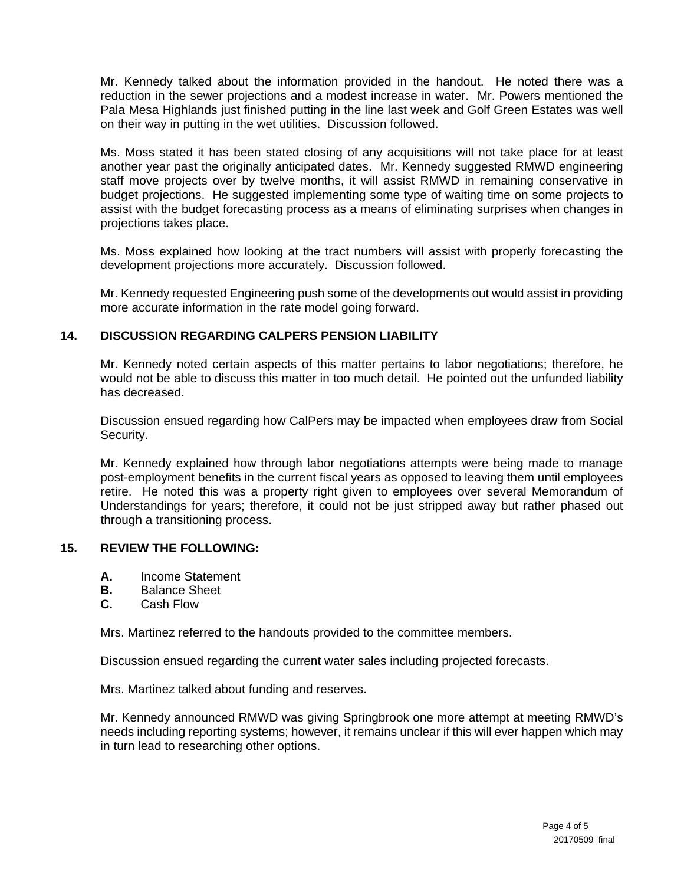Mr. Kennedy talked about the information provided in the handout. He noted there was a reduction in the sewer projections and a modest increase in water. Mr. Powers mentioned the Pala Mesa Highlands just finished putting in the line last week and Golf Green Estates was well on their way in putting in the wet utilities. Discussion followed.

Ms. Moss stated it has been stated closing of any acquisitions will not take place for at least another year past the originally anticipated dates. Mr. Kennedy suggested RMWD engineering staff move projects over by twelve months, it will assist RMWD in remaining conservative in budget projections. He suggested implementing some type of waiting time on some projects to assist with the budget forecasting process as a means of eliminating surprises when changes in projections takes place.

Ms. Moss explained how looking at the tract numbers will assist with properly forecasting the development projections more accurately. Discussion followed.

Mr. Kennedy requested Engineering push some of the developments out would assist in providing more accurate information in the rate model going forward.

## 14. DISCUSSION REGARDING CALPERS PENSION LIABILITY

Mr. Kennedy noted certain aspects of this matter pertains to labor negotiations; therefore, he would not be able to discuss this matter in too much detail. He pointed out the unfunded liability has decreased.

Discussion ensued regarding how CalPers may be impacted when employees draw from Social Security.

Mr. Kennedy explained how through labor negotiations attempts were being made to manage post-employment benefits in the current fiscal years as opposed to leaving them until employees retire. He noted this was a property right given to employees over several Memorandum of Understandings for years; therefore, it could not be just stripped away but rather phased out through a transitioning process.

## 15. REVIEW THE FOLLOWING:

**A.** Income Statement
**B.** Balance Sheet
**C.** Cash Flow

Mrs. Martinez referred to the handouts provided to the committee members.

Discussion ensued regarding the current water sales including projected forecasts.

Mrs. Martinez talked about funding and reserves.

Mr. Kennedy announced RMWD was giving Springbrook one more attempt at meeting RMWD's needs including reporting systems; however, it remains unclear if this will ever happen which may in turn lead to researching other options.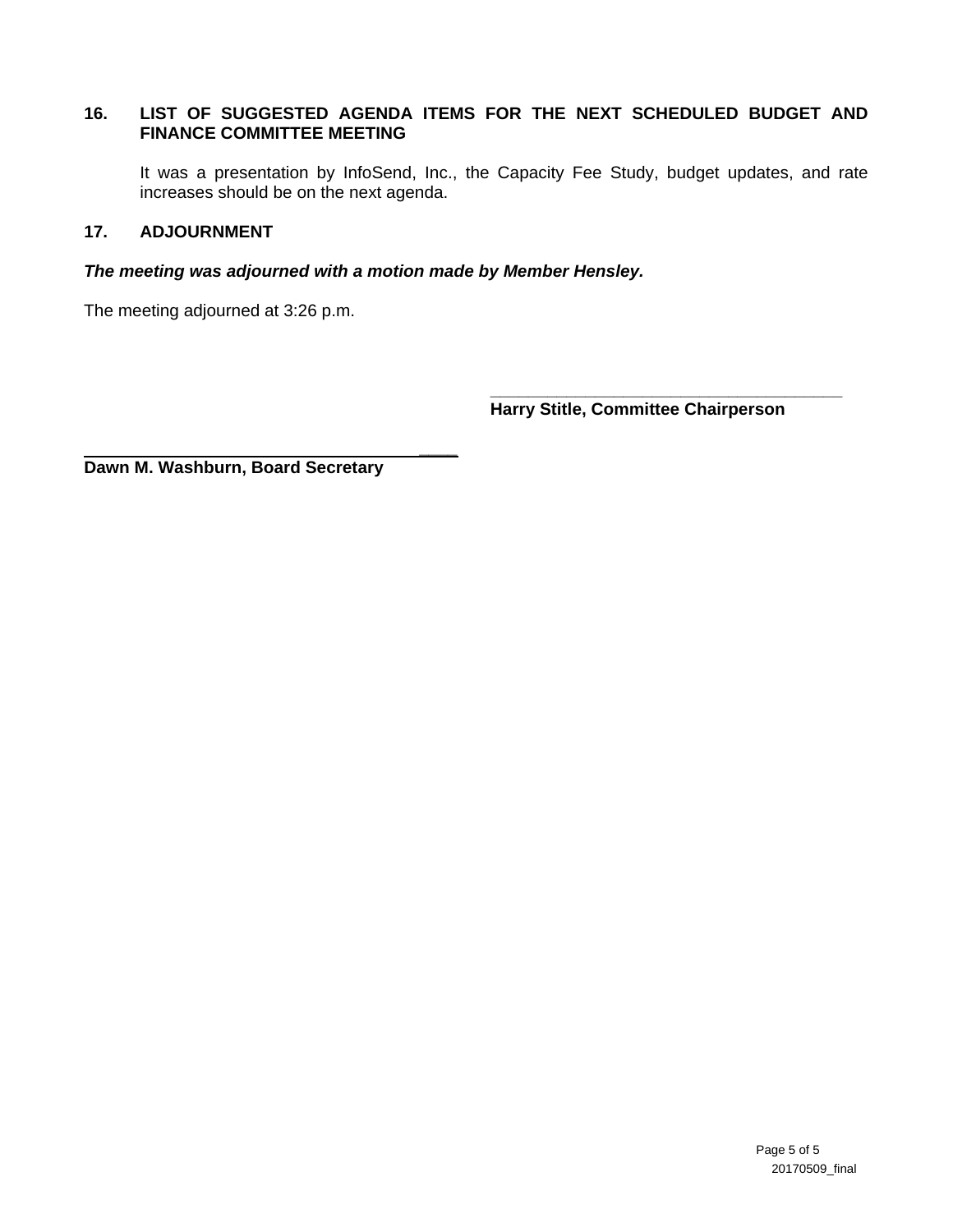## 16. LIST OF SUGGESTED AGENDA ITEMS FOR THE NEXT SCHEDULED BUDGET AND FINANCE COMMITTEE MEETING

It was a presentation by InfoSend, Inc., the Capacity Fee Study, budget updates, and rate increases should be on the next agenda.

## 17. ADJOURNMENT

***The meeting was adjourned with a motion made by Member Hensley.***

The meeting adjourned at 3:26 p.m.

\_\_\_\_\_\_\_\_\_\_\_\_\_\_\_\_\_\_\_\_\_\_\_\_\_\_\_\_\_\_\_\_\_\_\_\_\_\_\_\_
**Harry Stitle, Committee Chairperson**

\_\_\_\_\_\_\_\_\_\_\_\_\_\_\_\_\_\_\_\_\_\_\_\_\_\_\_\_\_\_\_\_\_\_\_\_\_\_\_\_
**Dawn M. Washburn, Board Secretary**

20170509_final